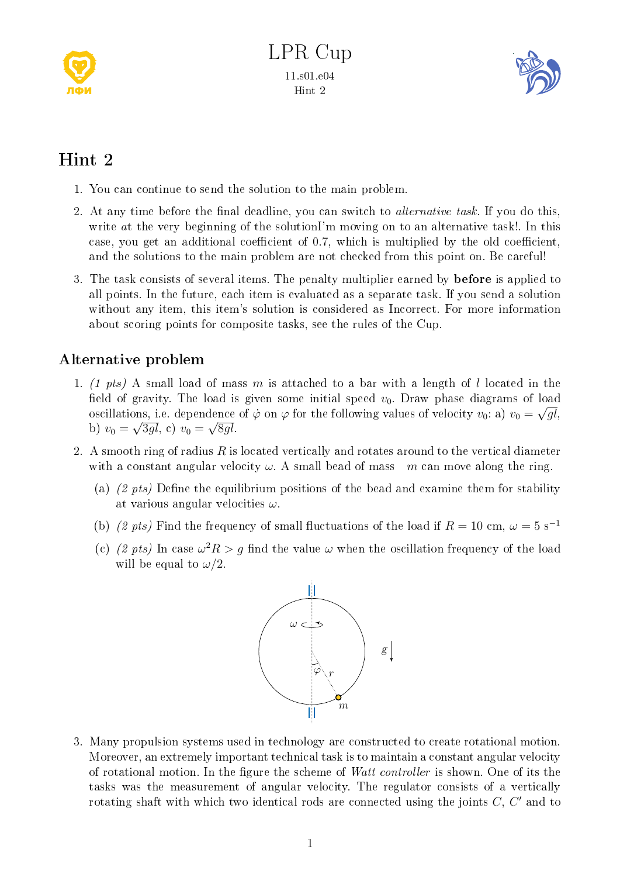# Hint 2

1. You can continue to send the solution to the main problem.
2. At any time before the final deadline, you can switch to *alternative task*. If you do this, write at the very beginning of the solutionI'm moving on to an alternative task!. In this case, you get an additional coefficient of 0.7, which is multiplied by the old coefficient, and the solutions to the main problem are not checked from this point on. Be careful!
3. The task consists of several items. The penalty multiplier earned by **before** is applied to all points. In the future, each item is evaluated as a separate task. If you send a solution without any item, this item's solution is considered as Incorrect. For more information about scoring points for composite tasks, see the rules of the Cup.

## Alternative problem

1. *(1 pts)* A small load of mass $m$ is attached to a bar with a length of $l$ located in the field of gravity. The load is given some initial speed $v_0$. Draw phase diagrams of load oscillations, i.e. dependence of $\dot{\varphi}$ on $\varphi$ for the following values of velocity $v_0$: a) $v_0 = \sqrt{gl}$, b) $v_0 = \sqrt{3gl}$, c) $v_0 = \sqrt{8gl}$.

2. A smooth ring of radius $R$ is located vertically and rotates around to the vertical diameter with a constant angular velocity $\omega$. A small bead of mass $m$ can move along the ring.

   (a) *(2 pts)* Define the equilibrium positions of the bead and examine them for stability at various angular velocities $\omega$.

   (b) *(2 pts)* Find the frequency of small fluctuations of the load if $R = 10$ cm, $\omega = 5$ s$^{-1}$

   (c) *(2 pts)* In case $\omega^2 R > g$ find the value $\omega$ when the oscillation frequency of the load will be equal to $\omega/2$.

3. Many propulsion systems used in technology are constructed to create rotational motion. Moreover, an extremely important technical task is to maintain a constant angular velocity of rotational motion. In the figure the scheme of *Watt controller* is shown. One of its the tasks was the measurement of angular velocity. The regulator consists of a vertically rotating shaft with which two identical rods are connected using the joints $C$, $C'$ and to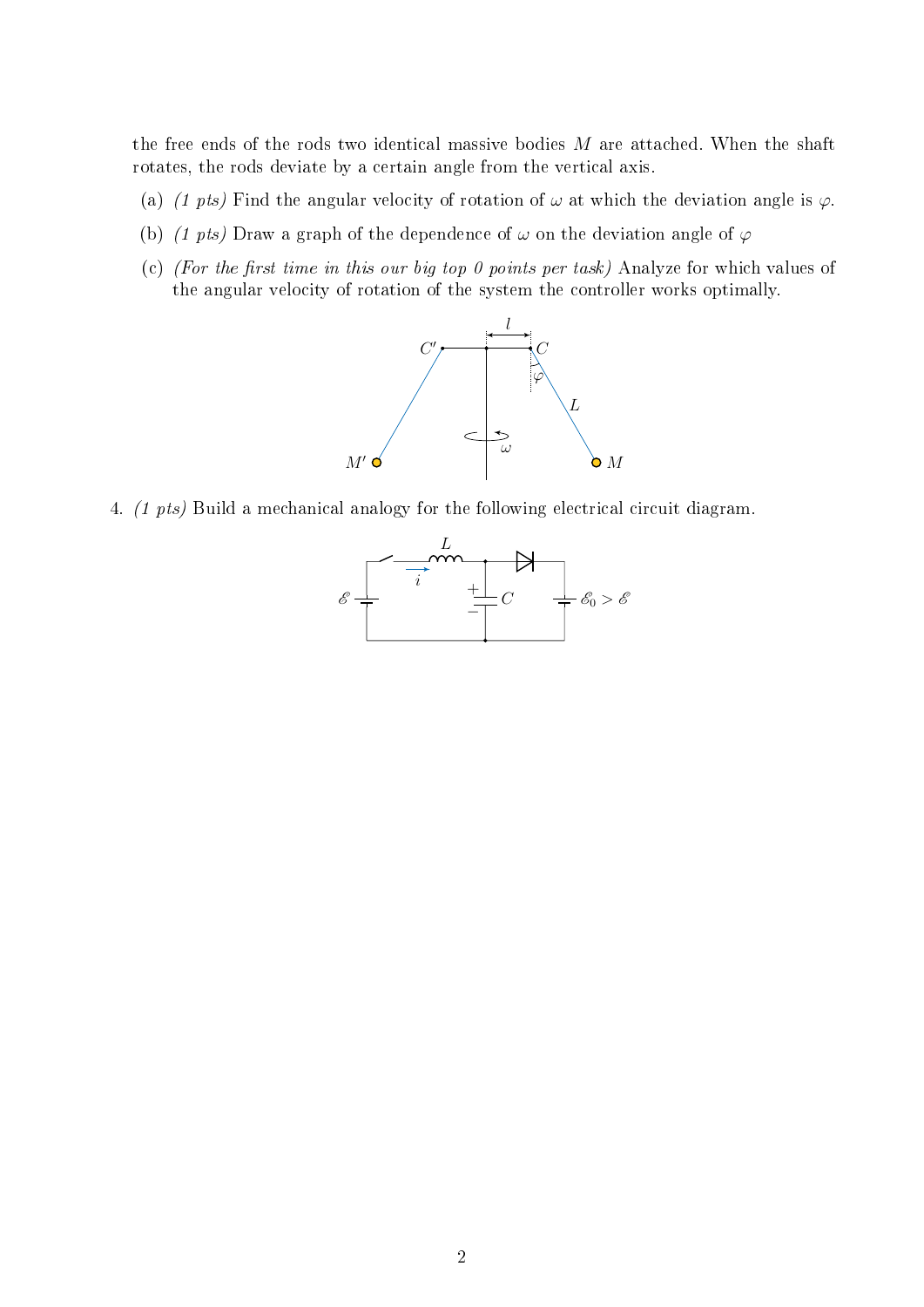the free ends of the rods two identical massive bodies $M$ are attached. When the shaft rotates, the rods deviate by a certain angle from the vertical axis.

(a) *(1 pts)* Find the angular velocity of rotation of $\omega$ at which the deviation angle is $\varphi$.

(b) *(1 pts)* Draw a graph of the dependence of $\omega$ on the deviation angle of $\varphi$

(c) *(For the first time in this our big top 0 points per task)* Analyze for which values of the angular velocity of rotation of the system the controller works optimally.

$l$

$C'$ $C$

$\varphi$

$L$

$\omega$

$M'$ $M$

4. *(1 pts)* Build a mechanical analogy for the following electrical circuit diagram.

$L$

$i$

$\mathscr{E}$ $C$ $\mathscr{E}_0 > \mathscr{E}$